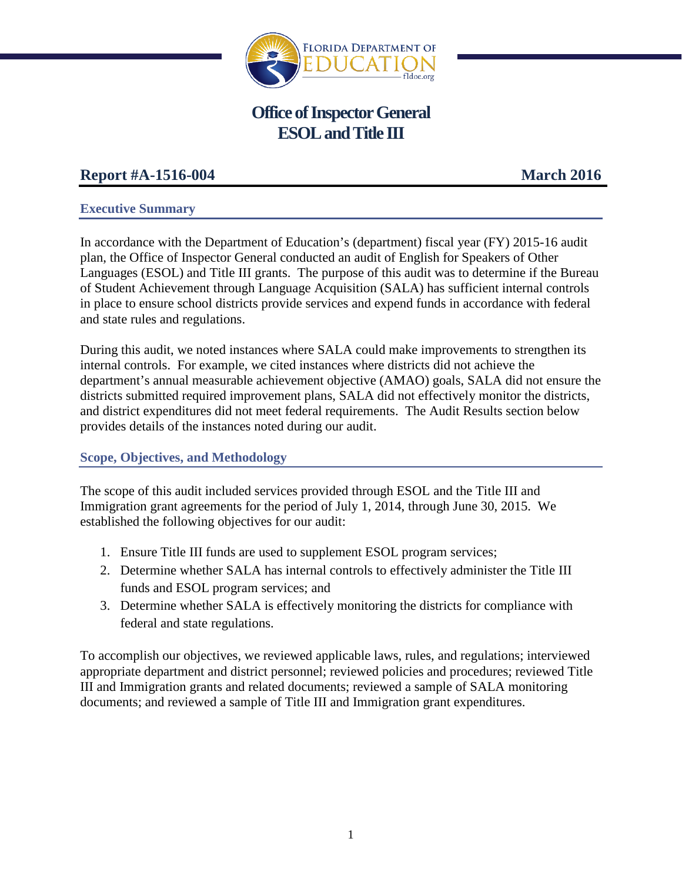# Office of Inspector General
# ESOL and Title III

**Report #A-1516-004** **March 2016**

## Executive Summary

In accordance with the Department of Education's (department) fiscal year (FY) 2015-16 audit plan, the Office of Inspector General conducted an audit of English for Speakers of Other Languages (ESOL) and Title III grants. The purpose of this audit was to determine if the Bureau of Student Achievement through Language Acquisition (SALA) has sufficient internal controls in place to ensure school districts provide services and expend funds in accordance with federal and state rules and regulations.

During this audit, we noted instances where SALA could make improvements to strengthen its internal controls. For example, we cited instances where districts did not achieve the department's annual measurable achievement objective (AMAO) goals, SALA did not ensure the districts submitted required improvement plans, SALA did not effectively monitor the districts, and district expenditures did not meet federal requirements. The Audit Results section below provides details of the instances noted during our audit.

## Scope, Objectives, and Methodology

The scope of this audit included services provided through ESOL and the Title III and Immigration grant agreements for the period of July 1, 2014, through June 30, 2015. We established the following objectives for our audit:

1. Ensure Title III funds are used to supplement ESOL program services;
2. Determine whether SALA has internal controls to effectively administer the Title III funds and ESOL program services; and
3. Determine whether SALA is effectively monitoring the districts for compliance with federal and state regulations.

To accomplish our objectives, we reviewed applicable laws, rules, and regulations; interviewed appropriate department and district personnel; reviewed policies and procedures; reviewed Title III and Immigration grants and related documents; reviewed a sample of SALA monitoring documents; and reviewed a sample of Title III and Immigration grant expenditures.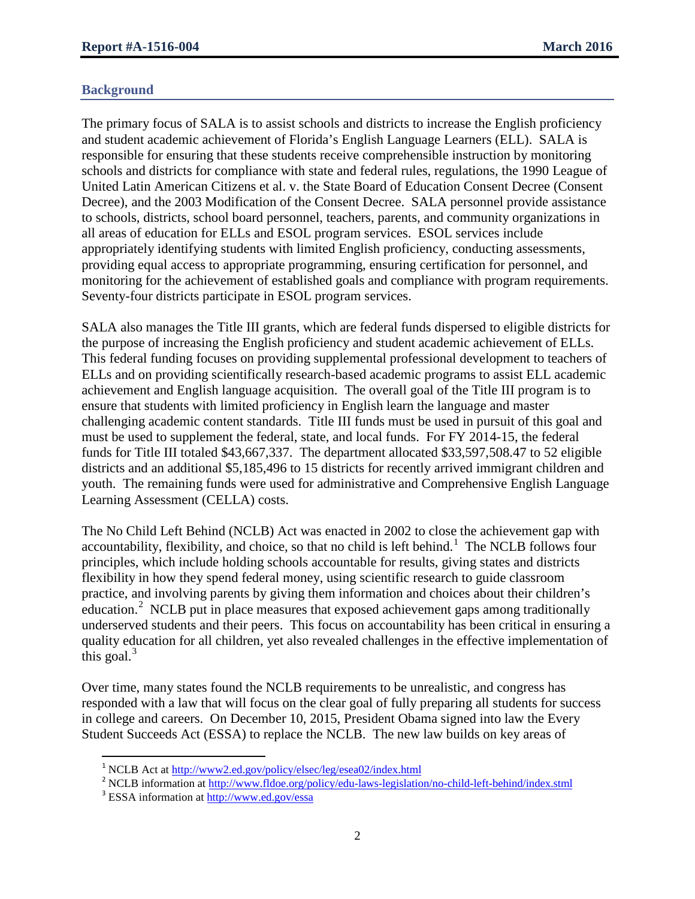## Background

The primary focus of SALA is to assist schools and districts to increase the English proficiency and student academic achievement of Florida's English Language Learners (ELL). SALA is responsible for ensuring that these students receive comprehensible instruction by monitoring schools and districts for compliance with state and federal rules, regulations, the 1990 League of United Latin American Citizens et al. v. the State Board of Education Consent Decree (Consent Decree), and the 2003 Modification of the Consent Decree. SALA personnel provide assistance to schools, districts, school board personnel, teachers, parents, and community organizations in all areas of education for ELLs and ESOL program services. ESOL services include appropriately identifying students with limited English proficiency, conducting assessments, providing equal access to appropriate programming, ensuring certification for personnel, and monitoring for the achievement of established goals and compliance with program requirements. Seventy-four districts participate in ESOL program services.

SALA also manages the Title III grants, which are federal funds dispersed to eligible districts for the purpose of increasing the English proficiency and student academic achievement of ELLs. This federal funding focuses on providing supplemental professional development to teachers of ELLs and on providing scientifically research-based academic programs to assist ELL academic achievement and English language acquisition. The overall goal of the Title III program is to ensure that students with limited proficiency in English learn the language and master challenging academic content standards. Title III funds must be used in pursuit of this goal and must be used to supplement the federal, state, and local funds. For FY 2014-15, the federal funds for Title III totaled $43,667,337. The department allocated $33,597,508.47 to 52 eligible districts and an additional $5,185,496 to 15 districts for recently arrived immigrant children and youth. The remaining funds were used for administrative and Comprehensive English Language Learning Assessment (CELLA) costs.

The No Child Left Behind (NCLB) Act was enacted in 2002 to close the achievement gap with accountability, flexibility, and choice, so that no child is left behind.[1] The NCLB follows four principles, which include holding schools accountable for results, giving states and districts flexibility in how they spend federal money, using scientific research to guide classroom practice, and involving parents by giving them information and choices about their children's education.[2] NCLB put in place measures that exposed achievement gaps among traditionally underserved students and their peers. This focus on accountability has been critical in ensuring a quality education for all children, yet also revealed challenges in the effective implementation of this goal.[3]

Over time, many states found the NCLB requirements to be unrealistic, and congress has responded with a law that will focus on the clear goal of fully preparing all students for success in college and careers. On December 10, 2015, President Obama signed into law the Every Student Succeeds Act (ESSA) to replace the NCLB. The new law builds on key areas of

---

[1] NCLB Act at http://www2.ed.gov/policy/elsec/leg/esea02/index.html

[2] NCLB information at http://www.fldoe.org/policy/edu-laws-legislation/no-child-left-behind/index.stml

[3] ESSA information at http://www.ed.gov/essa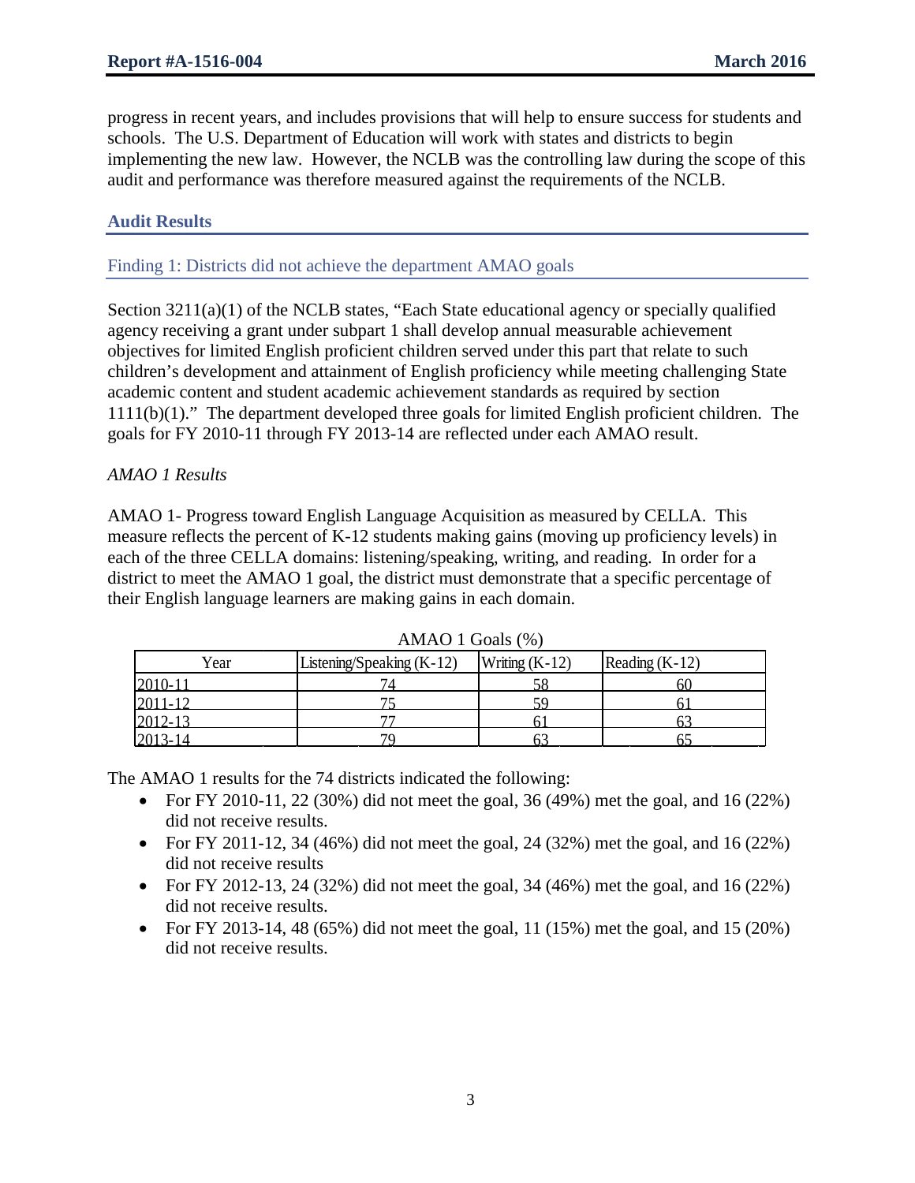progress in recent years, and includes provisions that will help to ensure success for students and schools. The U.S. Department of Education will work with states and districts to begin implementing the new law. However, the NCLB was the controlling law during the scope of this audit and performance was therefore measured against the requirements of the NCLB.

## Audit Results

### Finding 1: Districts did not achieve the department AMAO goals

Section 3211(a)(1) of the NCLB states, "Each State educational agency or specially qualified agency receiving a grant under subpart 1 shall develop annual measurable achievement objectives for limited English proficient children served under this part that relate to such children's development and attainment of English proficiency while meeting challenging State academic content and student academic achievement standards as required by section 1111(b)(1)." The department developed three goals for limited English proficient children. The goals for FY 2010-11 through FY 2013-14 are reflected under each AMAO result.

*AMAO 1 Results*

AMAO 1- Progress toward English Language Acquisition as measured by CELLA. This measure reflects the percent of K-12 students making gains (moving up proficiency levels) in each of the three CELLA domains: listening/speaking, writing, and reading. In order for a district to meet the AMAO 1 goal, the district must demonstrate that a specific percentage of their English language learners are making gains in each domain.

AMAO 1 Goals (%)

| Year | Listening/Speaking (K-12) | Writing (K-12) | Reading (K-12) |
|---|---|---|---|
| 2010-11 | 74 | 58 | 60 |
| 2011-12 | 75 | 59 | 61 |
| 2012-13 | 77 | 61 | 63 |
| 2013-14 | 79 | 63 | 65 |

The AMAO 1 results for the 74 districts indicated the following:

- For FY 2010-11, 22 (30%) did not meet the goal, 36 (49%) met the goal, and 16 (22%) did not receive results.
- For FY 2011-12, 34 (46%) did not meet the goal, 24 (32%) met the goal, and 16 (22%) did not receive results
- For FY 2012-13, 24 (32%) did not meet the goal, 34 (46%) met the goal, and 16 (22%) did not receive results.
- For FY 2013-14, 48 (65%) did not meet the goal, 11 (15%) met the goal, and 15 (20%) did not receive results.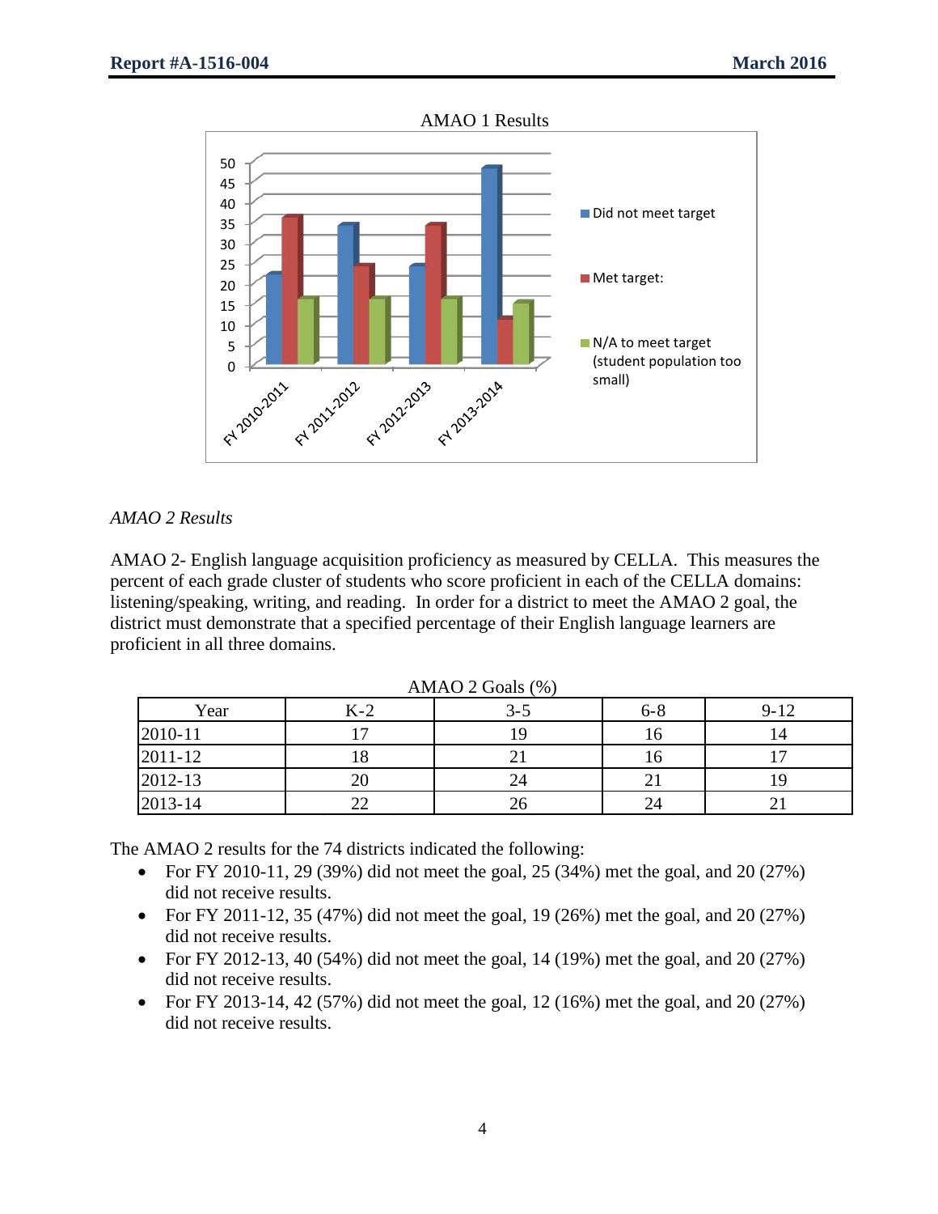AMAO 1 Results

*AMAO 2 Results*

AMAO 2- English language acquisition proficiency as measured by CELLA. This measures the percent of each grade cluster of students who score proficient in each of the CELLA domains: listening/speaking, writing, and reading. In order for a district to meet the AMAO 2 goal, the district must demonstrate that a specified percentage of their English language learners are proficient in all three domains.

AMAO 2 Goals (%)

| Year | K-2 | 3-5 | 6-8 | 9-12 |
|---|---|---|---|---|
| 2010-11 | 17 | 19 | 16 | 14 |
| 2011-12 | 18 | 21 | 16 | 17 |
| 2012-13 | 20 | 24 | 21 | 19 |
| 2013-14 | 22 | 26 | 24 | 21 |

The AMAO 2 results for the 74 districts indicated the following:

- For FY 2010-11, 29 (39%) did not meet the goal, 25 (34%) met the goal, and 20 (27%) did not receive results.
- For FY 2011-12, 35 (47%) did not meet the goal, 19 (26%) met the goal, and 20 (27%) did not receive results.
- For FY 2012-13, 40 (54%) did not meet the goal, 14 (19%) met the goal, and 20 (27%) did not receive results.
- For FY 2013-14, 42 (57%) did not meet the goal, 12 (16%) met the goal, and 20 (27%) did not receive results.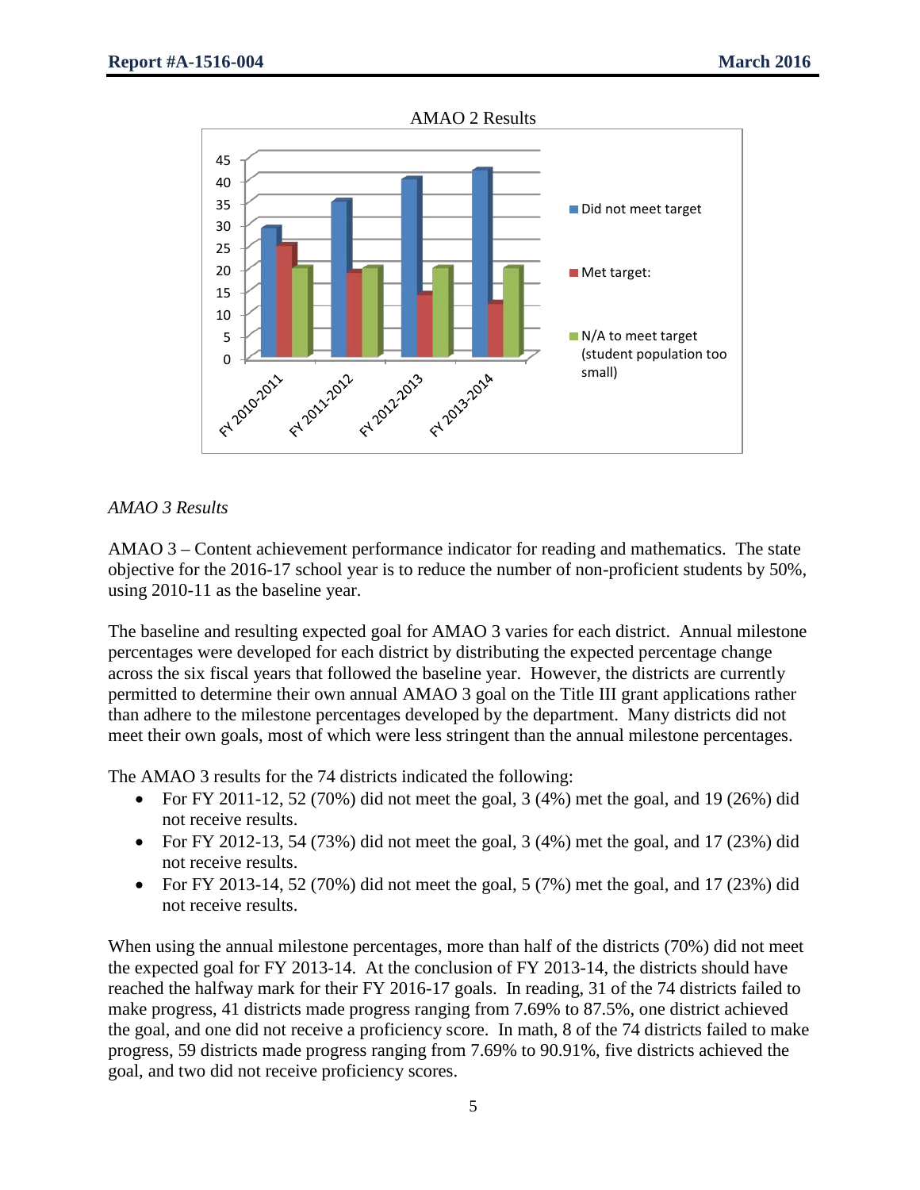AMAO 2 Results

*AMAO 3 Results*

AMAO 3 – Content achievement performance indicator for reading and mathematics. The state objective for the 2016-17 school year is to reduce the number of non-proficient students by 50%, using 2010-11 as the baseline year.

The baseline and resulting expected goal for AMAO 3 varies for each district. Annual milestone percentages were developed for each district by distributing the expected percentage change across the six fiscal years that followed the baseline year. However, the districts are currently permitted to determine their own annual AMAO 3 goal on the Title III grant applications rather than adhere to the milestone percentages developed by the department. Many districts did not meet their own goals, most of which were less stringent than the annual milestone percentages.

The AMAO 3 results for the 74 districts indicated the following:

- For FY 2011-12, 52 (70%) did not meet the goal, 3 (4%) met the goal, and 19 (26%) did not receive results.
- For FY 2012-13, 54 (73%) did not meet the goal, 3 (4%) met the goal, and 17 (23%) did not receive results.
- For FY 2013-14, 52 (70%) did not meet the goal, 5 (7%) met the goal, and 17 (23%) did not receive results.

When using the annual milestone percentages, more than half of the districts (70%) did not meet the expected goal for FY 2013-14. At the conclusion of FY 2013-14, the districts should have reached the halfway mark for their FY 2016-17 goals. In reading, 31 of the 74 districts failed to make progress, 41 districts made progress ranging from 7.69% to 87.5%, one district achieved the goal, and one did not receive a proficiency score. In math, 8 of the 74 districts failed to make progress, 59 districts made progress ranging from 7.69% to 90.91%, five districts achieved the goal, and two did not receive proficiency scores.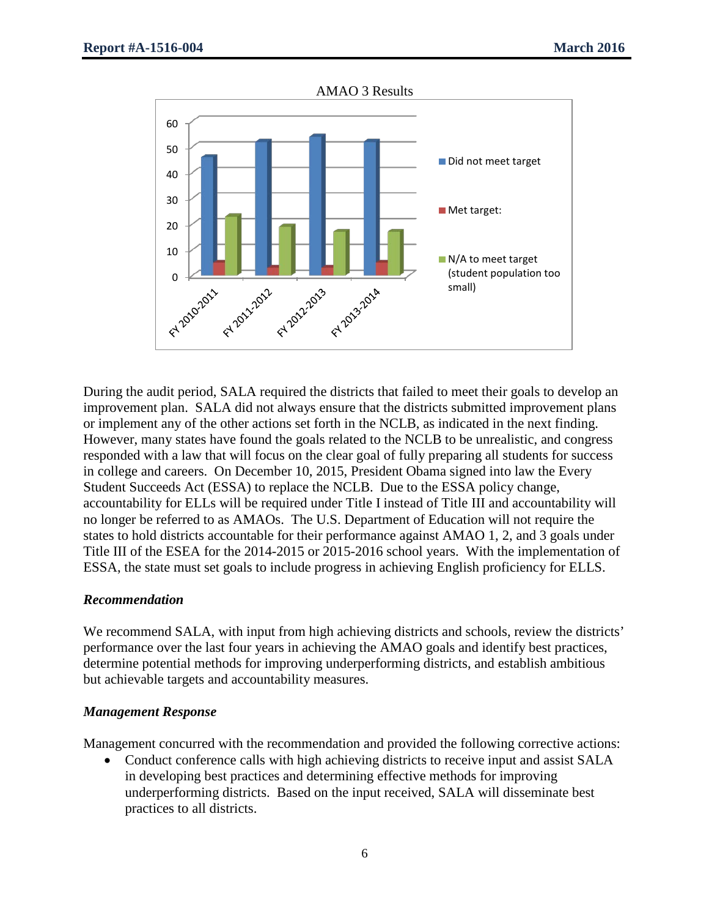AMAO 3 Results

During the audit period, SALA required the districts that failed to meet their goals to develop an improvement plan. SALA did not always ensure that the districts submitted improvement plans or implement any of the other actions set forth in the NCLB, as indicated in the next finding. However, many states have found the goals related to the NCLB to be unrealistic, and congress responded with a law that will focus on the clear goal of fully preparing all students for success in college and careers. On December 10, 2015, President Obama signed into law the Every Student Succeeds Act (ESSA) to replace the NCLB. Due to the ESSA policy change, accountability for ELLs will be required under Title I instead of Title III and accountability will no longer be referred to as AMAOs. The U.S. Department of Education will not require the states to hold districts accountable for their performance against AMAO 1, 2, and 3 goals under Title III of the ESEA for the 2014-2015 or 2015-2016 school years. With the implementation of ESSA, the state must set goals to include progress in achieving English proficiency for ELLS.

### *Recommendation*

We recommend SALA, with input from high achieving districts and schools, review the districts' performance over the last four years in achieving the AMAO goals and identify best practices, determine potential methods for improving underperforming districts, and establish ambitious but achievable targets and accountability measures.

### *Management Response*

Management concurred with the recommendation and provided the following corrective actions:

- Conduct conference calls with high achieving districts to receive input and assist SALA in developing best practices and determining effective methods for improving underperforming districts. Based on the input received, SALA will disseminate best practices to all districts.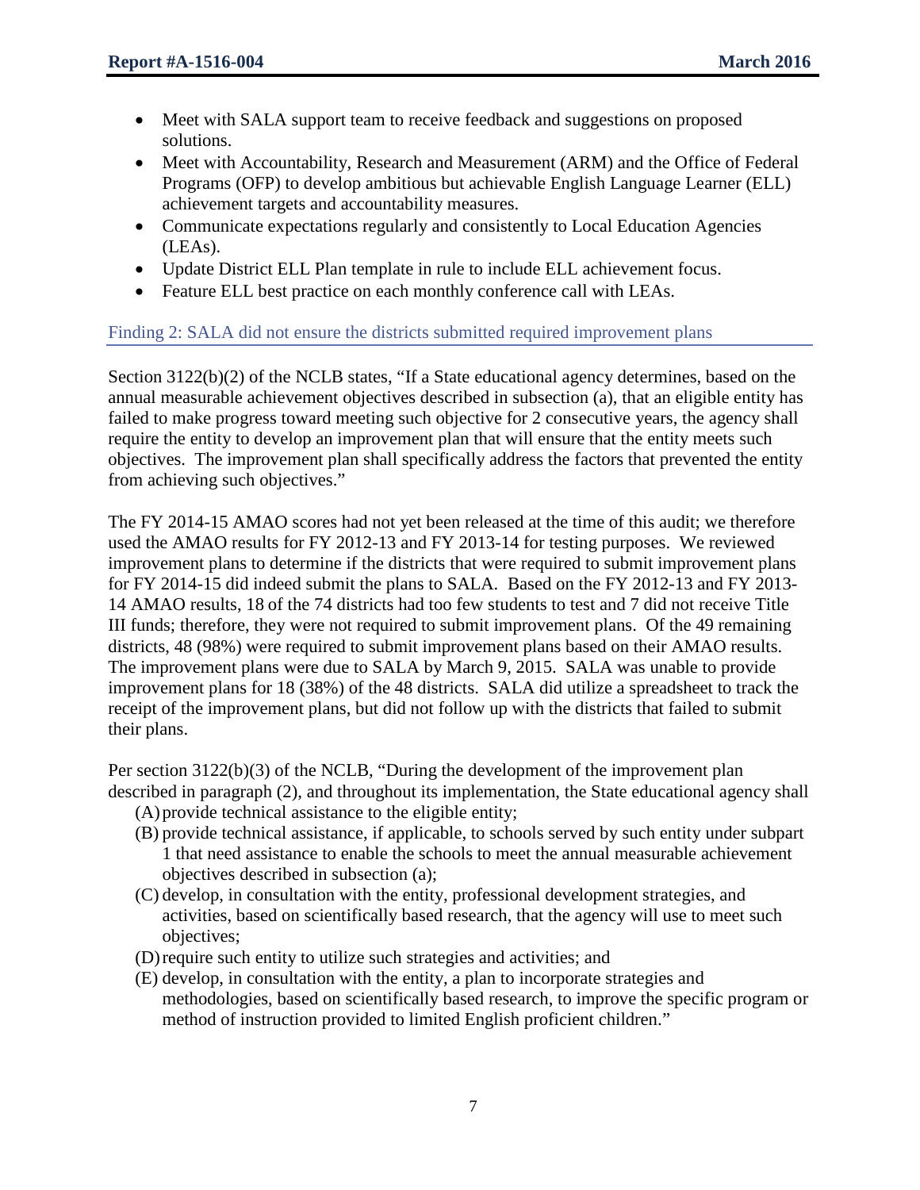- Meet with SALA support team to receive feedback and suggestions on proposed solutions.
- Meet with Accountability, Research and Measurement (ARM) and the Office of Federal Programs (OFP) to develop ambitious but achievable English Language Learner (ELL) achievement targets and accountability measures.
- Communicate expectations regularly and consistently to Local Education Agencies (LEAs).
- Update District ELL Plan template in rule to include ELL achievement focus.
- Feature ELL best practice on each monthly conference call with LEAs.

### Finding 2: SALA did not ensure the districts submitted required improvement plans

Section 3122(b)(2) of the NCLB states, "If a State educational agency determines, based on the annual measurable achievement objectives described in subsection (a), that an eligible entity has failed to make progress toward meeting such objective for 2 consecutive years, the agency shall require the entity to develop an improvement plan that will ensure that the entity meets such objectives. The improvement plan shall specifically address the factors that prevented the entity from achieving such objectives."

The FY 2014-15 AMAO scores had not yet been released at the time of this audit; we therefore used the AMAO results for FY 2012-13 and FY 2013-14 for testing purposes. We reviewed improvement plans to determine if the districts that were required to submit improvement plans for FY 2014-15 did indeed submit the plans to SALA. Based on the FY 2012-13 and FY 2013-14 AMAO results, 18 of the 74 districts had too few students to test and 7 did not receive Title III funds; therefore, they were not required to submit improvement plans. Of the 49 remaining districts, 48 (98%) were required to submit improvement plans based on their AMAO results. The improvement plans were due to SALA by March 9, 2015. SALA was unable to provide improvement plans for 18 (38%) of the 48 districts. SALA did utilize a spreadsheet to track the receipt of the improvement plans, but did not follow up with the districts that failed to submit their plans.

Per section 3122(b)(3) of the NCLB, "During the development of the improvement plan described in paragraph (2), and throughout its implementation, the State educational agency shall

(A) provide technical assistance to the eligible entity;
(B) provide technical assistance, if applicable, to schools served by such entity under subpart 1 that need assistance to enable the schools to meet the annual measurable achievement objectives described in subsection (a);
(C) develop, in consultation with the entity, professional development strategies, and activities, based on scientifically based research, that the agency will use to meet such objectives;
(D) require such entity to utilize such strategies and activities; and
(E) develop, in consultation with the entity, a plan to incorporate strategies and methodologies, based on scientifically based research, to improve the specific program or method of instruction provided to limited English proficient children."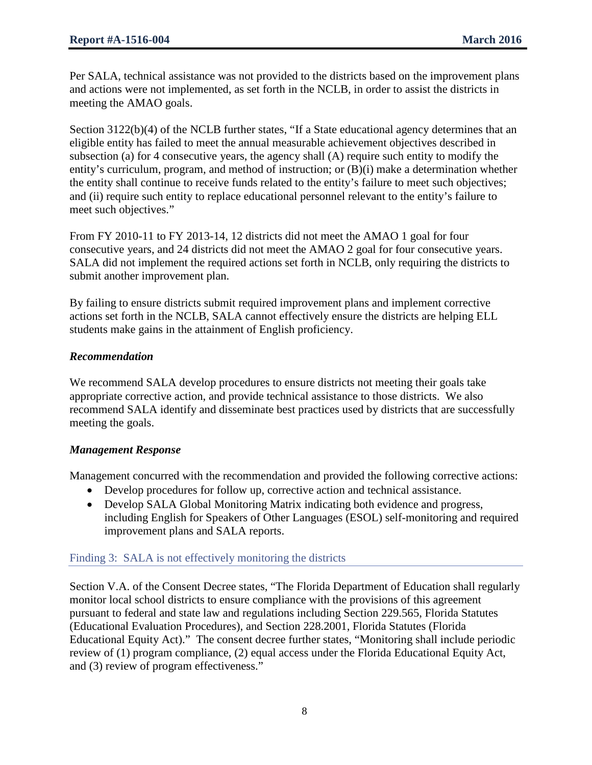Per SALA, technical assistance was not provided to the districts based on the improvement plans and actions were not implemented, as set forth in the NCLB, in order to assist the districts in meeting the AMAO goals.

Section 3122(b)(4) of the NCLB further states, "If a State educational agency determines that an eligible entity has failed to meet the annual measurable achievement objectives described in subsection (a) for 4 consecutive years, the agency shall (A) require such entity to modify the entity's curriculum, program, and method of instruction; or (B)(i) make a determination whether the entity shall continue to receive funds related to the entity's failure to meet such objectives; and (ii) require such entity to replace educational personnel relevant to the entity's failure to meet such objectives."

From FY 2010-11 to FY 2013-14, 12 districts did not meet the AMAO 1 goal for four consecutive years, and 24 districts did not meet the AMAO 2 goal for four consecutive years. SALA did not implement the required actions set forth in NCLB, only requiring the districts to submit another improvement plan.

By failing to ensure districts submit required improvement plans and implement corrective actions set forth in the NCLB, SALA cannot effectively ensure the districts are helping ELL students make gains in the attainment of English proficiency.

### *Recommendation*

We recommend SALA develop procedures to ensure districts not meeting their goals take appropriate corrective action, and provide technical assistance to those districts. We also recommend SALA identify and disseminate best practices used by districts that are successfully meeting the goals.

### *Management Response*

Management concurred with the recommendation and provided the following corrective actions:

- Develop procedures for follow up, corrective action and technical assistance.
- Develop SALA Global Monitoring Matrix indicating both evidence and progress, including English for Speakers of Other Languages (ESOL) self-monitoring and required improvement plans and SALA reports.

## Finding 3: SALA is not effectively monitoring the districts

Section V.A. of the Consent Decree states, "The Florida Department of Education shall regularly monitor local school districts to ensure compliance with the provisions of this agreement pursuant to federal and state law and regulations including Section 229.565, Florida Statutes (Educational Evaluation Procedures), and Section 228.2001, Florida Statutes (Florida Educational Equity Act)." The consent decree further states, "Monitoring shall include periodic review of (1) program compliance, (2) equal access under the Florida Educational Equity Act, and (3) review of program effectiveness."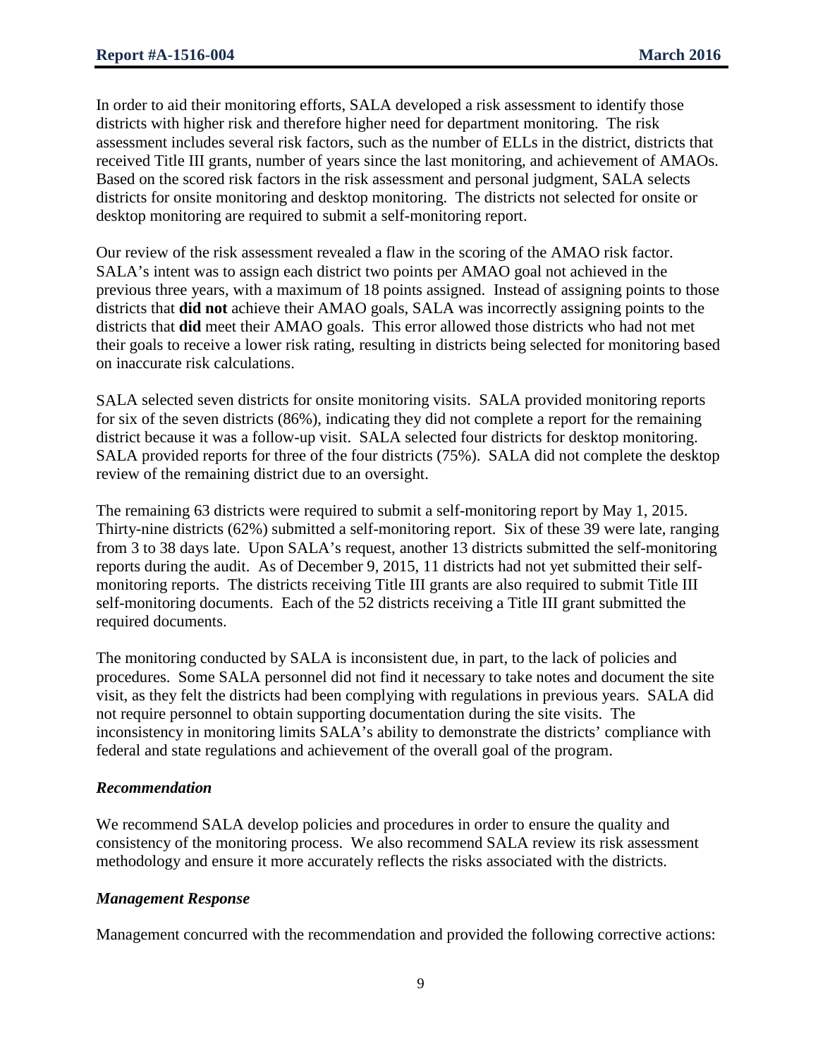In order to aid their monitoring efforts, SALA developed a risk assessment to identify those districts with higher risk and therefore higher need for department monitoring. The risk assessment includes several risk factors, such as the number of ELLs in the district, districts that received Title III grants, number of years since the last monitoring, and achievement of AMAOs. Based on the scored risk factors in the risk assessment and personal judgment, SALA selects districts for onsite monitoring and desktop monitoring. The districts not selected for onsite or desktop monitoring are required to submit a self-monitoring report.

Our review of the risk assessment revealed a flaw in the scoring of the AMAO risk factor. SALA's intent was to assign each district two points per AMAO goal not achieved in the previous three years, with a maximum of 18 points assigned. Instead of assigning points to those districts that **did not** achieve their AMAO goals, SALA was incorrectly assigning points to the districts that **did** meet their AMAO goals. This error allowed those districts who had not met their goals to receive a lower risk rating, resulting in districts being selected for monitoring based on inaccurate risk calculations.

SALA selected seven districts for onsite monitoring visits. SALA provided monitoring reports for six of the seven districts (86%), indicating they did not complete a report for the remaining district because it was a follow-up visit. SALA selected four districts for desktop monitoring. SALA provided reports for three of the four districts (75%). SALA did not complete the desktop review of the remaining district due to an oversight.

The remaining 63 districts were required to submit a self-monitoring report by May 1, 2015. Thirty-nine districts (62%) submitted a self-monitoring report. Six of these 39 were late, ranging from 3 to 38 days late. Upon SALA's request, another 13 districts submitted the self-monitoring reports during the audit. As of December 9, 2015, 11 districts had not yet submitted their self-monitoring reports. The districts receiving Title III grants are also required to submit Title III self-monitoring documents. Each of the 52 districts receiving a Title III grant submitted the required documents.

The monitoring conducted by SALA is inconsistent due, in part, to the lack of policies and procedures. Some SALA personnel did not find it necessary to take notes and document the site visit, as they felt the districts had been complying with regulations in previous years. SALA did not require personnel to obtain supporting documentation during the site visits. The inconsistency in monitoring limits SALA's ability to demonstrate the districts' compliance with federal and state regulations and achievement of the overall goal of the program.

### *Recommendation*

We recommend SALA develop policies and procedures in order to ensure the quality and consistency of the monitoring process. We also recommend SALA review its risk assessment methodology and ensure it more accurately reflects the risks associated with the districts.

### *Management Response*

Management concurred with the recommendation and provided the following corrective actions: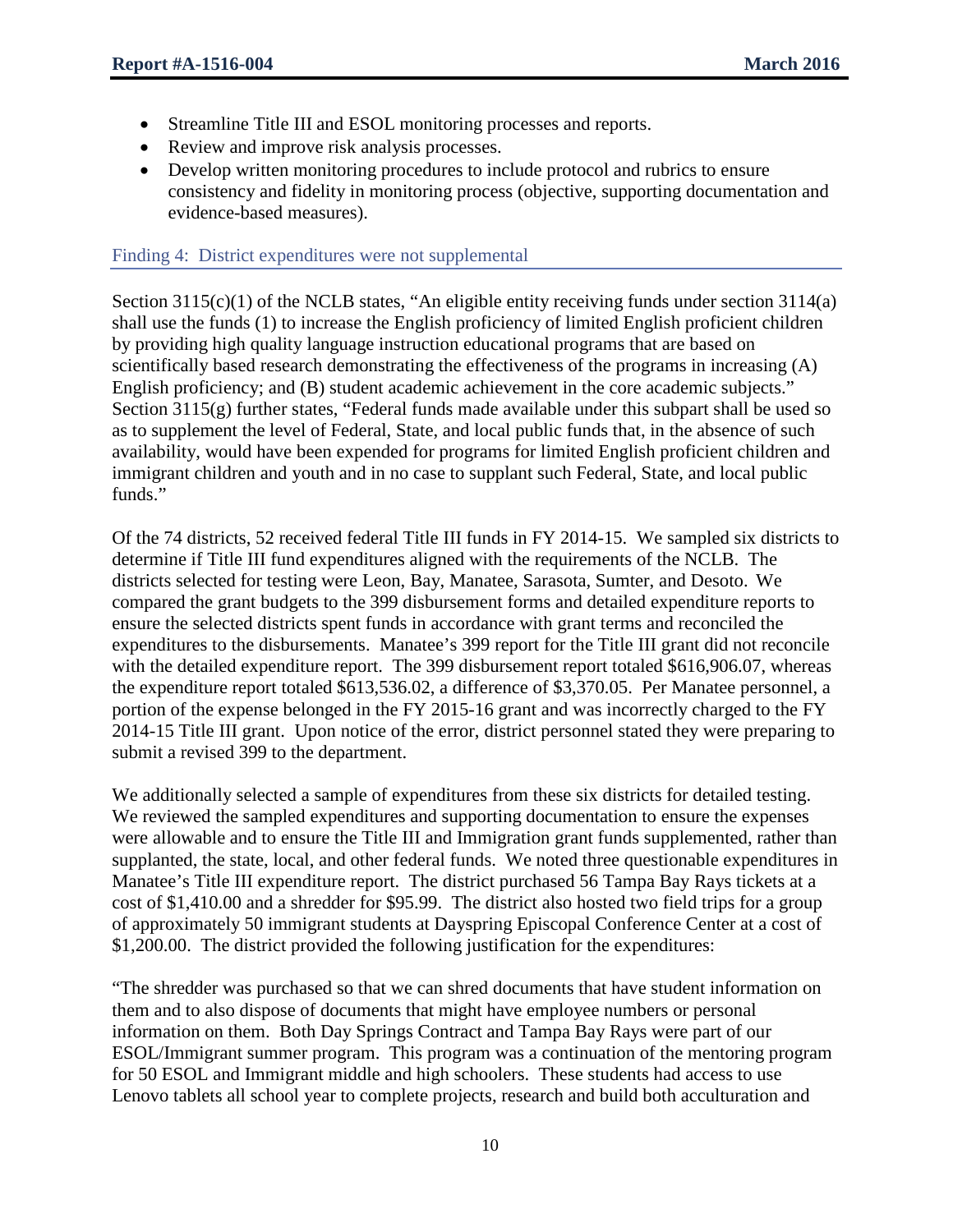- Streamline Title III and ESOL monitoring processes and reports.
- Review and improve risk analysis processes.
- Develop written monitoring procedures to include protocol and rubrics to ensure consistency and fidelity in monitoring process (objective, supporting documentation and evidence-based measures).

## Finding 4: District expenditures were not supplemental

Section 3115(c)(1) of the NCLB states, "An eligible entity receiving funds under section 3114(a) shall use the funds (1) to increase the English proficiency of limited English proficient children by providing high quality language instruction educational programs that are based on scientifically based research demonstrating the effectiveness of the programs in increasing (A) English proficiency; and (B) student academic achievement in the core academic subjects." Section 3115(g) further states, "Federal funds made available under this subpart shall be used so as to supplement the level of Federal, State, and local public funds that, in the absence of such availability, would have been expended for programs for limited English proficient children and immigrant children and youth and in no case to supplant such Federal, State, and local public funds."

Of the 74 districts, 52 received federal Title III funds in FY 2014-15. We sampled six districts to determine if Title III fund expenditures aligned with the requirements of the NCLB. The districts selected for testing were Leon, Bay, Manatee, Sarasota, Sumter, and Desoto. We compared the grant budgets to the 399 disbursement forms and detailed expenditure reports to ensure the selected districts spent funds in accordance with grant terms and reconciled the expenditures to the disbursements. Manatee's 399 report for the Title III grant did not reconcile with the detailed expenditure report. The 399 disbursement report totaled $616,906.07, whereas the expenditure report totaled $613,536.02, a difference of $3,370.05. Per Manatee personnel, a portion of the expense belonged in the FY 2015-16 grant and was incorrectly charged to the FY 2014-15 Title III grant. Upon notice of the error, district personnel stated they were preparing to submit a revised 399 to the department.

We additionally selected a sample of expenditures from these six districts for detailed testing. We reviewed the sampled expenditures and supporting documentation to ensure the expenses were allowable and to ensure the Title III and Immigration grant funds supplemented, rather than supplanted, the state, local, and other federal funds. We noted three questionable expenditures in Manatee's Title III expenditure report. The district purchased 56 Tampa Bay Rays tickets at a cost of $1,410.00 and a shredder for $95.99. The district also hosted two field trips for a group of approximately 50 immigrant students at Dayspring Episcopal Conference Center at a cost of $1,200.00. The district provided the following justification for the expenditures:

"The shredder was purchased so that we can shred documents that have student information on them and to also dispose of documents that might have employee numbers or personal information on them. Both Day Springs Contract and Tampa Bay Rays were part of our ESOL/Immigrant summer program. This program was a continuation of the mentoring program for 50 ESOL and Immigrant middle and high schoolers. These students had access to use Lenovo tablets all school year to complete projects, research and build both acculturation and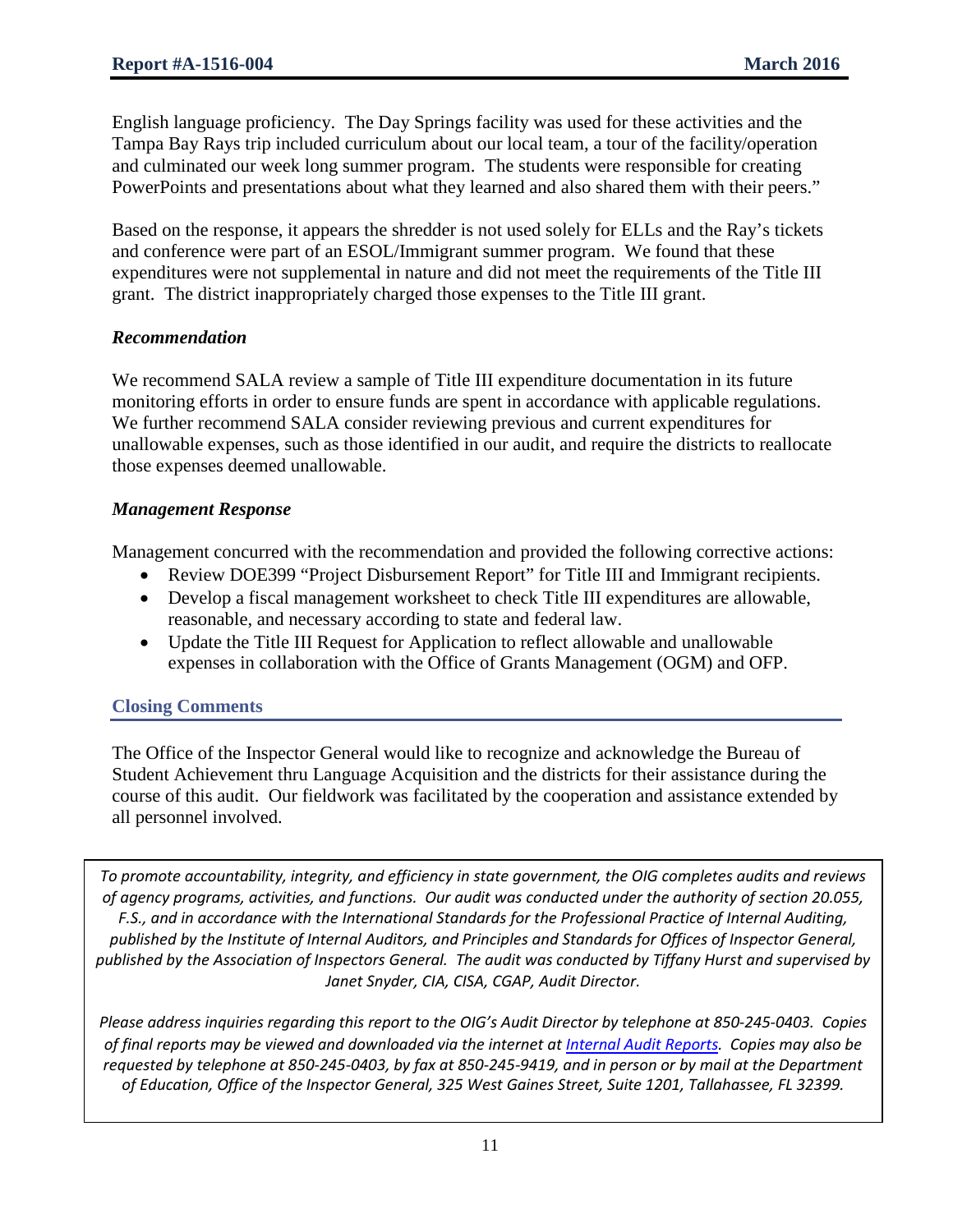English language proficiency. The Day Springs facility was used for these activities and the Tampa Bay Rays trip included curriculum about our local team, a tour of the facility/operation and culminated our week long summer program. The students were responsible for creating PowerPoints and presentations about what they learned and also shared them with their peers."

Based on the response, it appears the shredder is not used solely for ELLs and the Ray's tickets and conference were part of an ESOL/Immigrant summer program. We found that these expenditures were not supplemental in nature and did not meet the requirements of the Title III grant. The district inappropriately charged those expenses to the Title III grant.

### *Recommendation*

We recommend SALA review a sample of Title III expenditure documentation in its future monitoring efforts in order to ensure funds are spent in accordance with applicable regulations. We further recommend SALA consider reviewing previous and current expenditures for unallowable expenses, such as those identified in our audit, and require the districts to reallocate those expenses deemed unallowable.

### *Management Response*

Management concurred with the recommendation and provided the following corrective actions:

- Review DOE399 "Project Disbursement Report" for Title III and Immigrant recipients.
- Develop a fiscal management worksheet to check Title III expenditures are allowable, reasonable, and necessary according to state and federal law.
- Update the Title III Request for Application to reflect allowable and unallowable expenses in collaboration with the Office of Grants Management (OGM) and OFP.

## Closing Comments

The Office of the Inspector General would like to recognize and acknowledge the Bureau of Student Achievement thru Language Acquisition and the districts for their assistance during the course of this audit. Our fieldwork was facilitated by the cooperation and assistance extended by all personnel involved.

*To promote accountability, integrity, and efficiency in state government, the OIG completes audits and reviews of agency programs, activities, and functions. Our audit was conducted under the authority of section 20.055, F.S., and in accordance with the International Standards for the Professional Practice of Internal Auditing, published by the Institute of Internal Auditors, and Principles and Standards for Offices of Inspector General, published by the Association of Inspectors General. The audit was conducted by Tiffany Hurst and supervised by Janet Snyder, CIA, CISA, CGAP, Audit Director.*

*Please address inquiries regarding this report to the OIG's Audit Director by telephone at 850-245-0403. Copies of final reports may be viewed and downloaded via the internet at Internal Audit Reports. Copies may also be requested by telephone at 850-245-0403, by fax at 850-245-9419, and in person or by mail at the Department of Education, Office of the Inspector General, 325 West Gaines Street, Suite 1201, Tallahassee, FL 32399.*